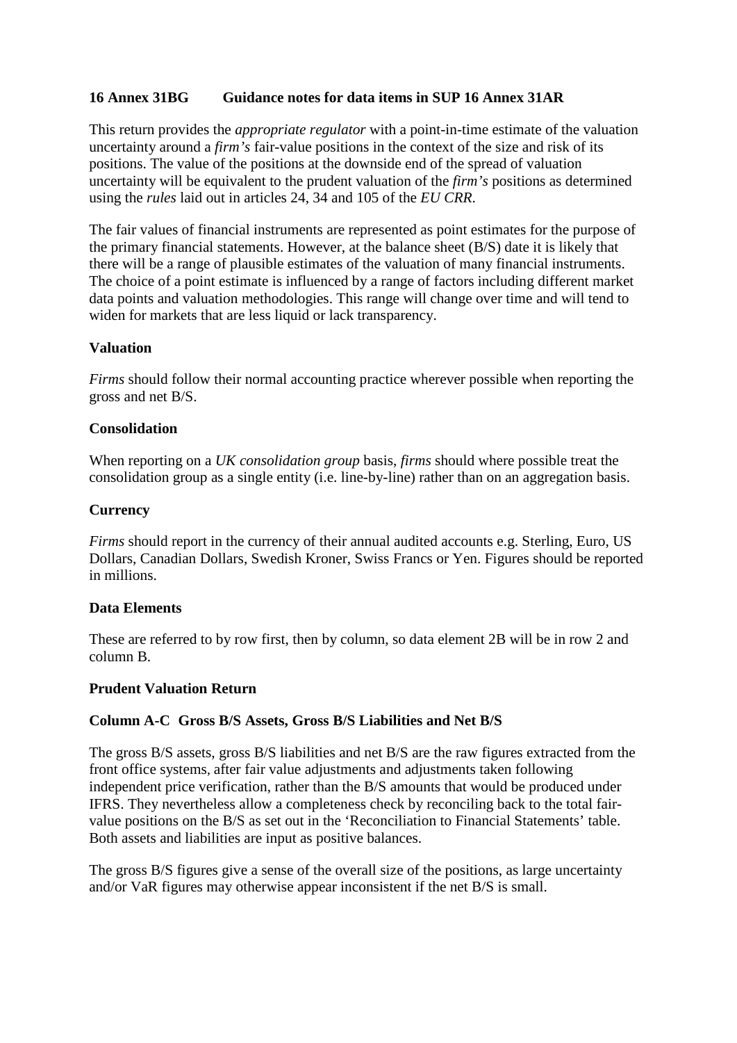## 16 Annex 31BG Guidance notes for data items in SUP 16 Annex 31AR

This return provides the *appropriate regulator* with a point-in-time estimate of the valuation uncertainty around a *firm's* fair-value positions in the context of the size and risk of its positions. The value of the positions at the downside end of the spread of valuation uncertainty will be equivalent to the prudent valuation of the *firm's* positions as determined using the *rules* laid out in articles 24, 34 and 105 of the *EU CRR*.

The fair values of financial instruments are represented as point estimates for the purpose of the primary financial statements. However, at the balance sheet (B/S) date it is likely that there will be a range of plausible estimates of the valuation of many financial instruments. The choice of a point estimate is influenced by a range of factors including different market data points and valuation methodologies. This range will change over time and will tend to widen for markets that are less liquid or lack transparency.

### Valuation

*Firms* should follow their normal accounting practice wherever possible when reporting the gross and net B/S.

### Consolidation

When reporting on a *UK consolidation group* basis, *firms* should where possible treat the consolidation group as a single entity (i.e. line-by-line) rather than on an aggregation basis.

### Currency

*Firms* should report in the currency of their annual audited accounts e.g. Sterling, Euro, US Dollars, Canadian Dollars, Swedish Kroner, Swiss Francs or Yen. Figures should be reported in millions.

### Data Elements

These are referred to by row first, then by column, so data element 2B will be in row 2 and column B.

### Prudent Valuation Return

### Column A-C Gross B/S Assets, Gross B/S Liabilities and Net B/S

The gross B/S assets, gross B/S liabilities and net B/S are the raw figures extracted from the front office systems, after fair value adjustments and adjustments taken following independent price verification, rather than the B/S amounts that would be produced under IFRS. They nevertheless allow a completeness check by reconciling back to the total fair-value positions on the B/S as set out in the 'Reconciliation to Financial Statements' table. Both assets and liabilities are input as positive balances.

The gross B/S figures give a sense of the overall size of the positions, as large uncertainty and/or VaR figures may otherwise appear inconsistent if the net B/S is small.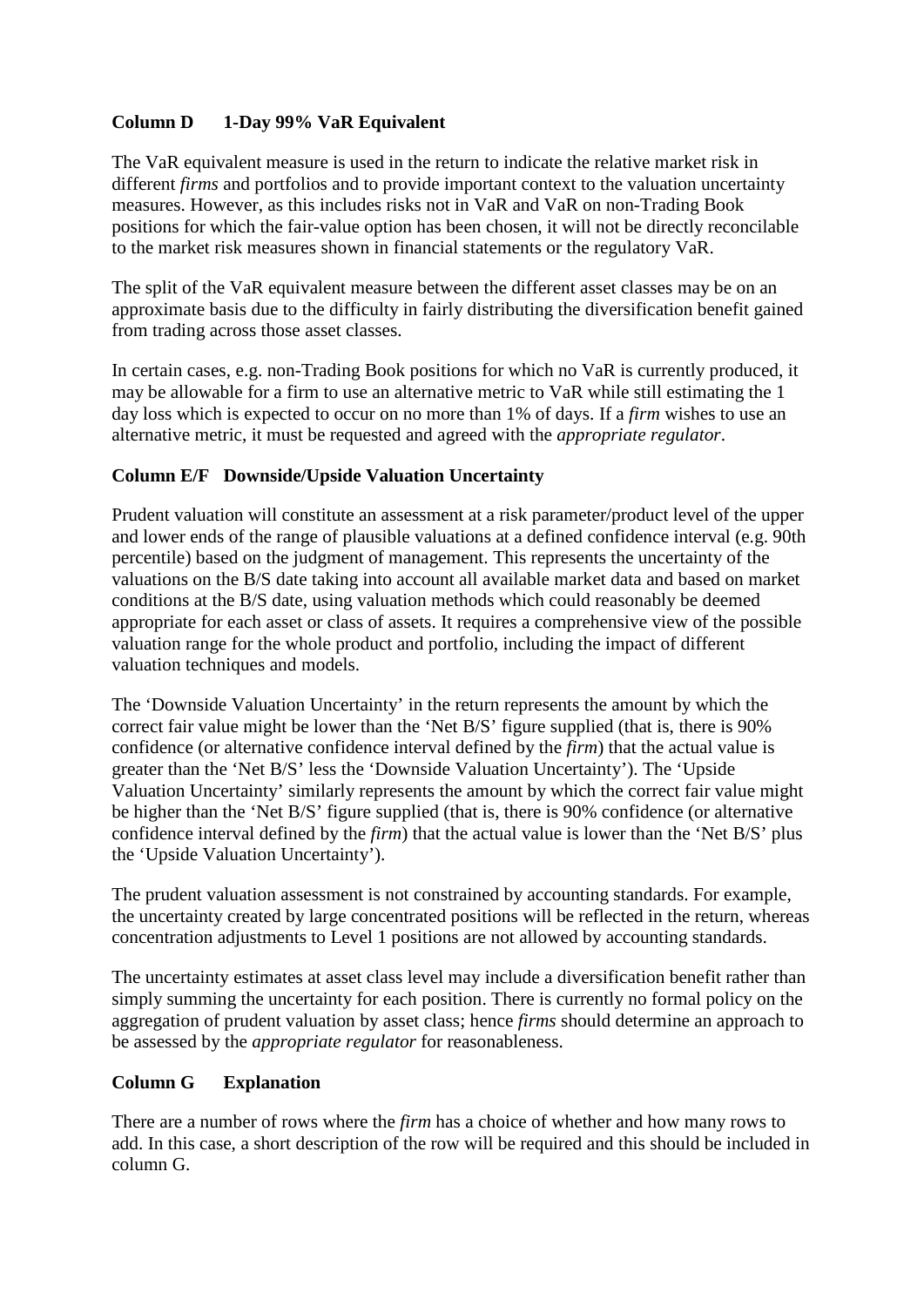**Column D    1-Day 99% VaR Equivalent**

The VaR equivalent measure is used in the return to indicate the relative market risk in different *firms* and portfolios and to provide important context to the valuation uncertainty measures. However, as this includes risks not in VaR and VaR on non-Trading Book positions for which the fair-value option has been chosen, it will not be directly reconcilable to the market risk measures shown in financial statements or the regulatory VaR.

The split of the VaR equivalent measure between the different asset classes may be on an approximate basis due to the difficulty in fairly distributing the diversification benefit gained from trading across those asset classes.

In certain cases, e.g. non-Trading Book positions for which no VaR is currently produced, it may be allowable for a firm to use an alternative metric to VaR while still estimating the 1 day loss which is expected to occur on no more than 1% of days. If a *firm* wishes to use an alternative metric, it must be requested and agreed with the *appropriate regulator*.

**Column E/F   Downside/Upside Valuation Uncertainty**

Prudent valuation will constitute an assessment at a risk parameter/product level of the upper and lower ends of the range of plausible valuations at a defined confidence interval (e.g. 90th percentile) based on the judgment of management. This represents the uncertainty of the valuations on the B/S date taking into account all available market data and based on market conditions at the B/S date, using valuation methods which could reasonably be deemed appropriate for each asset or class of assets. It requires a comprehensive view of the possible valuation range for the whole product and portfolio, including the impact of different valuation techniques and models.

The 'Downside Valuation Uncertainty' in the return represents the amount by which the correct fair value might be lower than the 'Net B/S' figure supplied (that is, there is 90% confidence (or alternative confidence interval defined by the *firm*) that the actual value is greater than the 'Net B/S' less the 'Downside Valuation Uncertainty'). The 'Upside Valuation Uncertainty' similarly represents the amount by which the correct fair value might be higher than the 'Net B/S' figure supplied (that is, there is 90% confidence (or alternative confidence interval defined by the *firm*) that the actual value is lower than the 'Net B/S' plus the 'Upside Valuation Uncertainty').

The prudent valuation assessment is not constrained by accounting standards. For example, the uncertainty created by large concentrated positions will be reflected in the return, whereas concentration adjustments to Level 1 positions are not allowed by accounting standards.

The uncertainty estimates at asset class level may include a diversification benefit rather than simply summing the uncertainty for each position. There is currently no formal policy on the aggregation of prudent valuation by asset class; hence *firms* should determine an approach to be assessed by the *appropriate regulator* for reasonableness.

**Column G    Explanation**

There are a number of rows where the *firm* has a choice of whether and how many rows to add. In this case, a short description of the row will be required and this should be included in column G.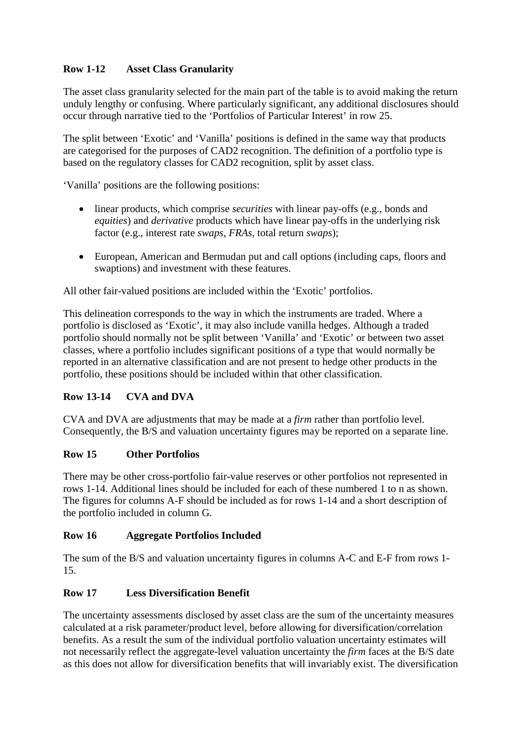**Row 1-12 Asset Class Granularity**

The asset class granularity selected for the main part of the table is to avoid making the return unduly lengthy or confusing. Where particularly significant, any additional disclosures should occur through narrative tied to the 'Portfolios of Particular Interest' in row 25.

The split between 'Exotic' and 'Vanilla' positions is defined in the same way that products are categorised for the purposes of CAD2 recognition. The definition of a portfolio type is based on the regulatory classes for CAD2 recognition, split by asset class.

'Vanilla' positions are the following positions:

- linear products, which comprise *securities* with linear pay-offs (e.g., bonds and *equities*) and *derivative* products which have linear pay-offs in the underlying risk factor (e.g., interest rate *swaps*, *FRAs*, total return *swaps*);
- European, American and Bermudan put and call options (including caps, floors and swaptions) and investment with these features.

All other fair-valued positions are included within the 'Exotic' portfolios.

This delineation corresponds to the way in which the instruments are traded. Where a portfolio is disclosed as 'Exotic', it may also include vanilla hedges. Although a traded portfolio should normally not be split between 'Vanilla' and 'Exotic' or between two asset classes, where a portfolio includes significant positions of a type that would normally be reported in an alternative classification and are not present to hedge other products in the portfolio, these positions should be included within that other classification.

**Row 13-14 CVA and DVA**

CVA and DVA are adjustments that may be made at a *firm* rather than portfolio level. Consequently, the B/S and valuation uncertainty figures may be reported on a separate line.

**Row 15 Other Portfolios**

There may be other cross-portfolio fair-value reserves or other portfolios not represented in rows 1-14. Additional lines should be included for each of these numbered 1 to n as shown. The figures for columns A-F should be included as for rows 1-14 and a short description of the portfolio included in column G.

**Row 16 Aggregate Portfolios Included**

The sum of the B/S and valuation uncertainty figures in columns A-C and E-F from rows 1-15.

**Row 17 Less Diversification Benefit**

The uncertainty assessments disclosed by asset class are the sum of the uncertainty measures calculated at a risk parameter/product level, before allowing for diversification/correlation benefits. As a result the sum of the individual portfolio valuation uncertainty estimates will not necessarily reflect the aggregate-level valuation uncertainty the *firm* faces at the B/S date as this does not allow for diversification benefits that will invariably exist. The diversification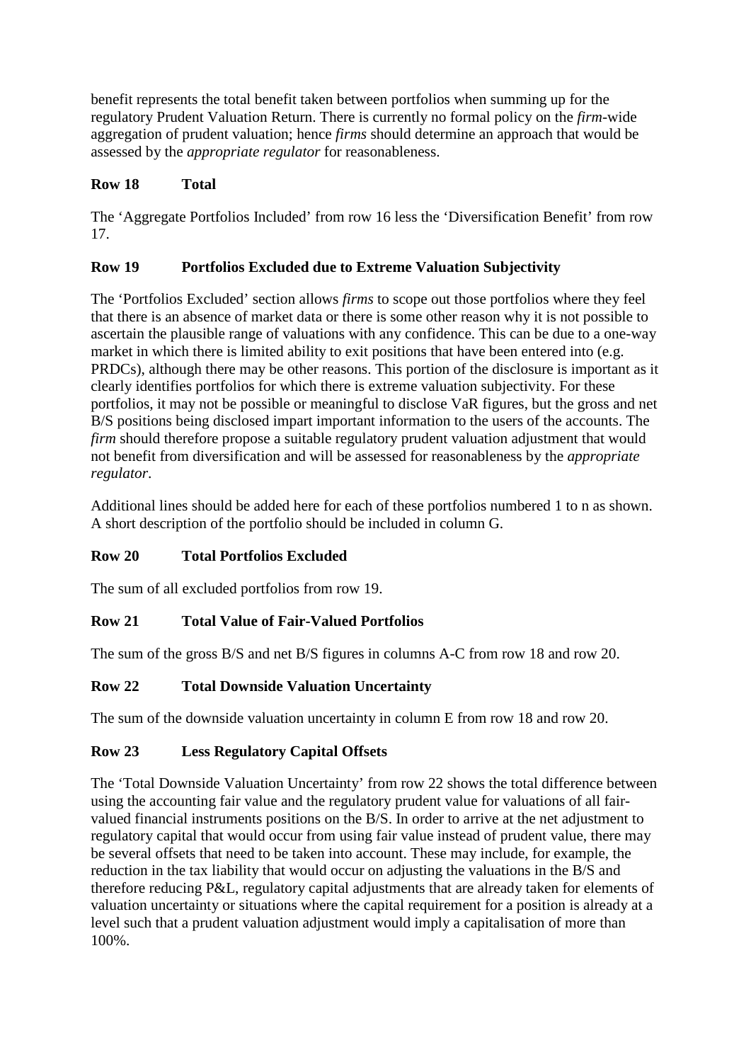benefit represents the total benefit taken between portfolios when summing up for the regulatory Prudent Valuation Return. There is currently no formal policy on the *firm*-wide aggregation of prudent valuation; hence *firms* should determine an approach that would be assessed by the *appropriate regulator* for reasonableness.

**Row 18 Total**

The 'Aggregate Portfolios Included' from row 16 less the 'Diversification Benefit' from row 17.

**Row 19 Portfolios Excluded due to Extreme Valuation Subjectivity**

The 'Portfolios Excluded' section allows *firms* to scope out those portfolios where they feel that there is an absence of market data or there is some other reason why it is not possible to ascertain the plausible range of valuations with any confidence. This can be due to a one-way market in which there is limited ability to exit positions that have been entered into (e.g. PRDCs), although there may be other reasons. This portion of the disclosure is important as it clearly identifies portfolios for which there is extreme valuation subjectivity. For these portfolios, it may not be possible or meaningful to disclose VaR figures, but the gross and net B/S positions being disclosed impart important information to the users of the accounts. The *firm* should therefore propose a suitable regulatory prudent valuation adjustment that would not benefit from diversification and will be assessed for reasonableness by the *appropriate regulator*.

Additional lines should be added here for each of these portfolios numbered 1 to n as shown. A short description of the portfolio should be included in column G.

**Row 20 Total Portfolios Excluded**

The sum of all excluded portfolios from row 19.

**Row 21 Total Value of Fair-Valued Portfolios**

The sum of the gross B/S and net B/S figures in columns A-C from row 18 and row 20.

**Row 22 Total Downside Valuation Uncertainty**

The sum of the downside valuation uncertainty in column E from row 18 and row 20.

**Row 23 Less Regulatory Capital Offsets**

The 'Total Downside Valuation Uncertainty' from row 22 shows the total difference between using the accounting fair value and the regulatory prudent value for valuations of all fair-valued financial instruments positions on the B/S. In order to arrive at the net adjustment to regulatory capital that would occur from using fair value instead of prudent value, there may be several offsets that need to be taken into account. These may include, for example, the reduction in the tax liability that would occur on adjusting the valuations in the B/S and therefore reducing P&L, regulatory capital adjustments that are already taken for elements of valuation uncertainty or situations where the capital requirement for a position is already at a level such that a prudent valuation adjustment would imply a capitalisation of more than 100%.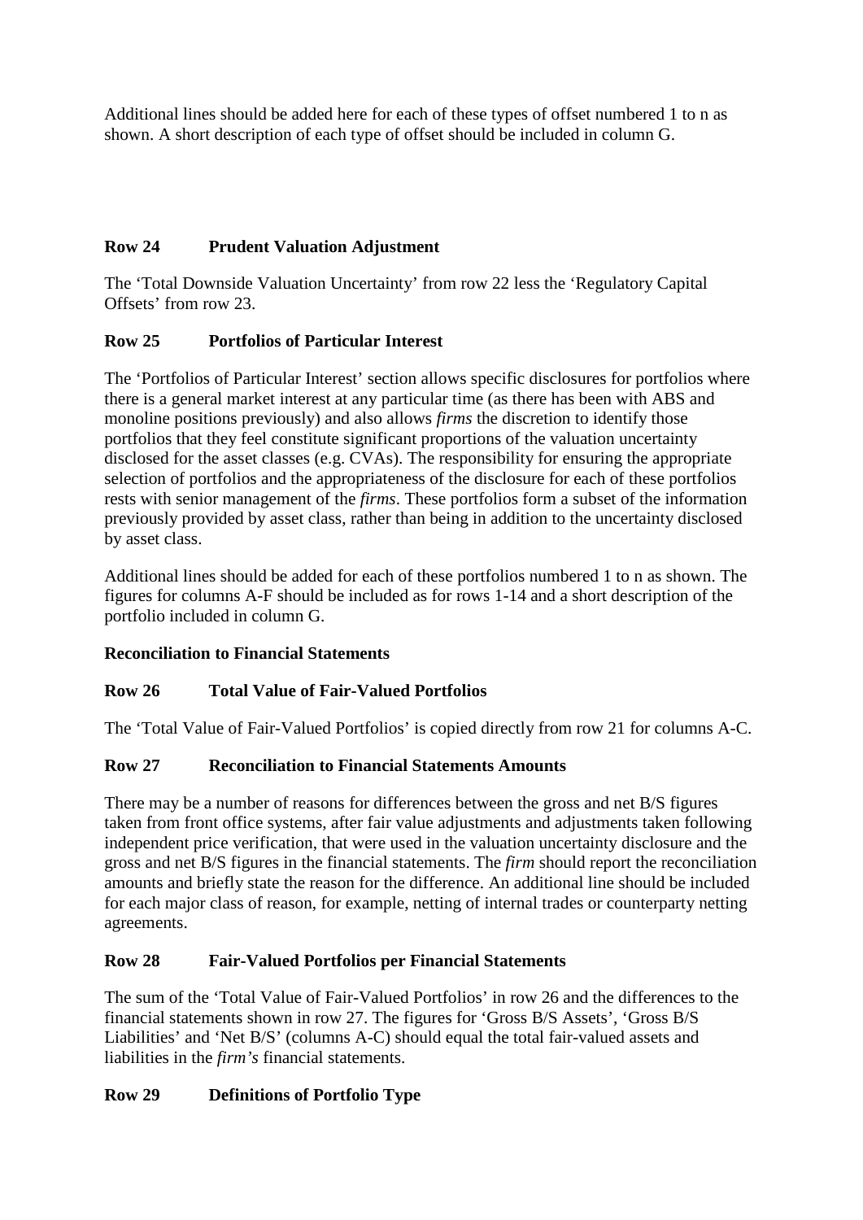Additional lines should be added here for each of these types of offset numbered 1 to n as shown. A short description of each type of offset should be included in column G.

**Row 24 Prudent Valuation Adjustment**

The 'Total Downside Valuation Uncertainty' from row 22 less the 'Regulatory Capital Offsets' from row 23.

**Row 25 Portfolios of Particular Interest**

The 'Portfolios of Particular Interest' section allows specific disclosures for portfolios where there is a general market interest at any particular time (as there has been with ABS and monoline positions previously) and also allows *firms* the discretion to identify those portfolios that they feel constitute significant proportions of the valuation uncertainty disclosed for the asset classes (e.g. CVAs). The responsibility for ensuring the appropriate selection of portfolios and the appropriateness of the disclosure for each of these portfolios rests with senior management of the *firms*. These portfolios form a subset of the information previously provided by asset class, rather than being in addition to the uncertainty disclosed by asset class.

Additional lines should be added for each of these portfolios numbered 1 to n as shown. The figures for columns A-F should be included as for rows 1-14 and a short description of the portfolio included in column G.

**Reconciliation to Financial Statements**

**Row 26 Total Value of Fair-Valued Portfolios**

The 'Total Value of Fair-Valued Portfolios' is copied directly from row 21 for columns A-C.

**Row 27 Reconciliation to Financial Statements Amounts**

There may be a number of reasons for differences between the gross and net B/S figures taken from front office systems, after fair value adjustments and adjustments taken following independent price verification, that were used in the valuation uncertainty disclosure and the gross and net B/S figures in the financial statements. The *firm* should report the reconciliation amounts and briefly state the reason for the difference. An additional line should be included for each major class of reason, for example, netting of internal trades or counterparty netting agreements.

**Row 28 Fair-Valued Portfolios per Financial Statements**

The sum of the 'Total Value of Fair-Valued Portfolios' in row 26 and the differences to the financial statements shown in row 27. The figures for 'Gross B/S Assets', 'Gross B/S Liabilities' and 'Net B/S' (columns A-C) should equal the total fair-valued assets and liabilities in the *firm's* financial statements.

**Row 29 Definitions of Portfolio Type**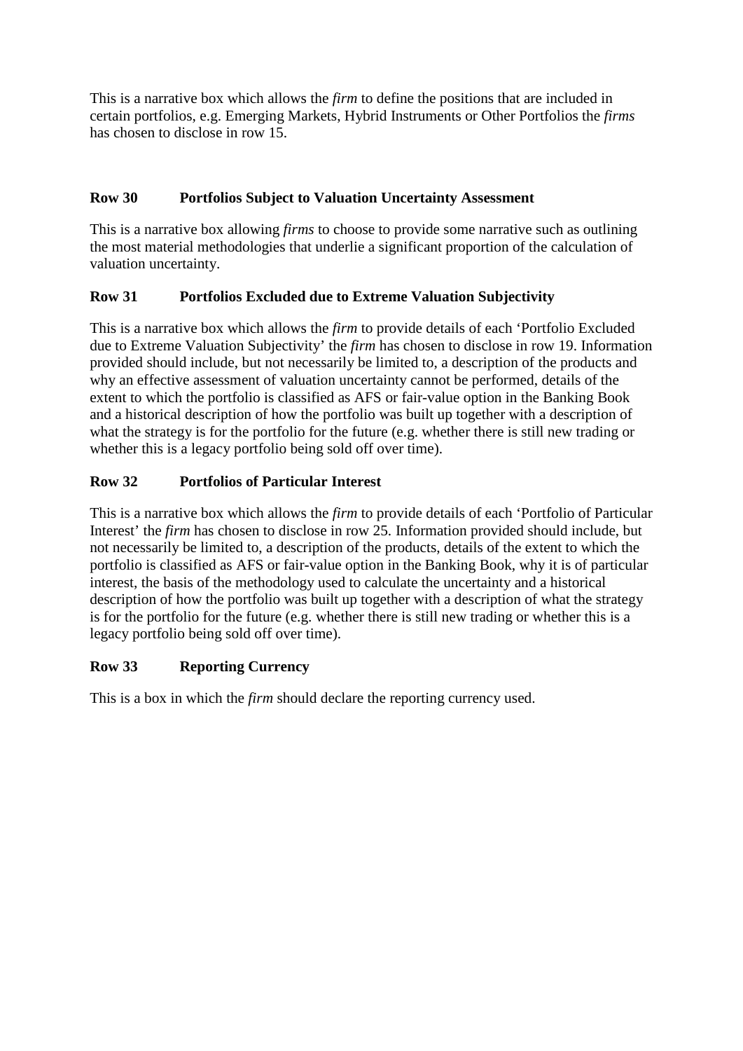This is a narrative box which allows the *firm* to define the positions that are included in certain portfolios, e.g. Emerging Markets, Hybrid Instruments or Other Portfolios the *firms* has chosen to disclose in row 15.

**Row 30 Portfolios Subject to Valuation Uncertainty Assessment**

This is a narrative box allowing *firms* to choose to provide some narrative such as outlining the most material methodologies that underlie a significant proportion of the calculation of valuation uncertainty.

**Row 31 Portfolios Excluded due to Extreme Valuation Subjectivity**

This is a narrative box which allows the *firm* to provide details of each 'Portfolio Excluded due to Extreme Valuation Subjectivity' the *firm* has chosen to disclose in row 19. Information provided should include, but not necessarily be limited to, a description of the products and why an effective assessment of valuation uncertainty cannot be performed, details of the extent to which the portfolio is classified as AFS or fair-value option in the Banking Book and a historical description of how the portfolio was built up together with a description of what the strategy is for the portfolio for the future (e.g. whether there is still new trading or whether this is a legacy portfolio being sold off over time).

**Row 32 Portfolios of Particular Interest**

This is a narrative box which allows the *firm* to provide details of each 'Portfolio of Particular Interest' the *firm* has chosen to disclose in row 25. Information provided should include, but not necessarily be limited to, a description of the products, details of the extent to which the portfolio is classified as AFS or fair-value option in the Banking Book, why it is of particular interest, the basis of the methodology used to calculate the uncertainty and a historical description of how the portfolio was built up together with a description of what the strategy is for the portfolio for the future (e.g. whether there is still new trading or whether this is a legacy portfolio being sold off over time).

**Row 33 Reporting Currency**

This is a box in which the *firm* should declare the reporting currency used.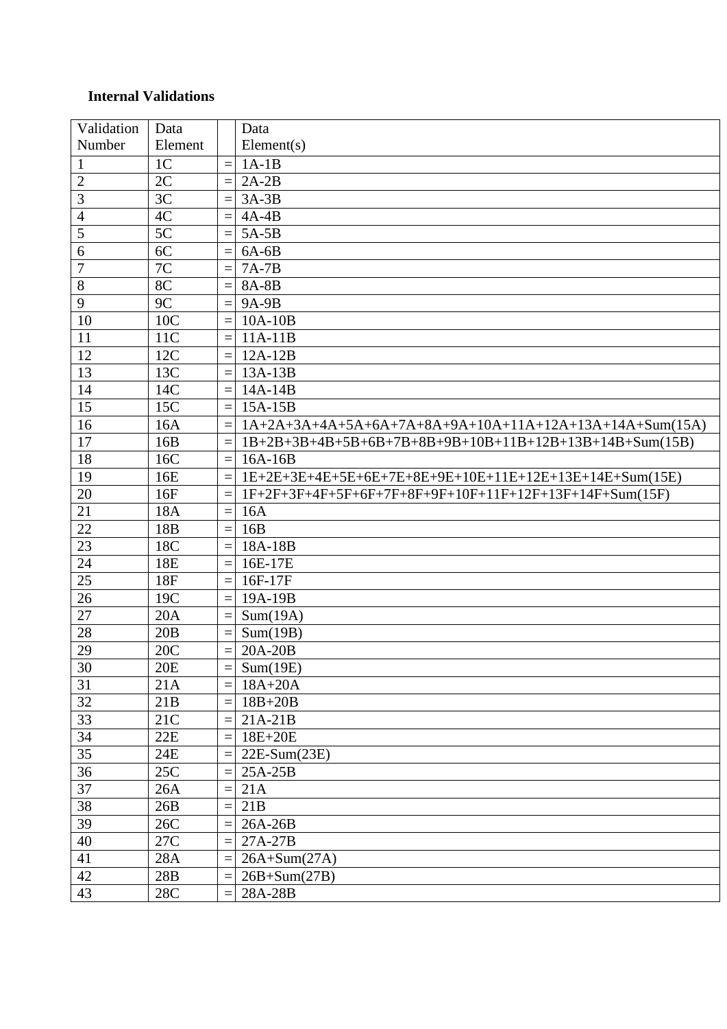**Internal Validations**

| Validation Number | Data Element | | Data Element(s) |
|---|---|---|---|
| 1 | 1C | = | 1A-1B |
| 2 | 2C | = | 2A-2B |
| 3 | 3C | = | 3A-3B |
| 4 | 4C | = | 4A-4B |
| 5 | 5C | = | 5A-5B |
| 6 | 6C | = | 6A-6B |
| 7 | 7C | = | 7A-7B |
| 8 | 8C | = | 8A-8B |
| 9 | 9C | = | 9A-9B |
| 10 | 10C | = | 10A-10B |
| 11 | 11C | = | 11A-11B |
| 12 | 12C | = | 12A-12B |
| 13 | 13C | = | 13A-13B |
| 14 | 14C | = | 14A-14B |
| 15 | 15C | = | 15A-15B |
| 16 | 16A | = | 1A+2A+3A+4A+5A+6A+7A+8A+9A+10A+11A+12A+13A+14A+Sum(15A) |
| 17 | 16B | = | 1B+2B+3B+4B+5B+6B+7B+8B+9B+10B+11B+12B+13B+14B+Sum(15B) |
| 18 | 16C | = | 16A-16B |
| 19 | 16E | = | 1E+2E+3E+4E+5E+6E+7E+8E+9E+10E+11E+12E+13E+14E+Sum(15E) |
| 20 | 16F | = | 1F+2F+3F+4F+5F+6F+7F+8F+9F+10F+11F+12F+13F+14F+Sum(15F) |
| 21 | 18A | = | 16A |
| 22 | 18B | = | 16B |
| 23 | 18C | = | 18A-18B |
| 24 | 18E | = | 16E-17E |
| 25 | 18F | = | 16F-17F |
| 26 | 19C | = | 19A-19B |
| 27 | 20A | = | Sum(19A) |
| 28 | 20B | = | Sum(19B) |
| 29 | 20C | = | 20A-20B |
| 30 | 20E | = | Sum(19E) |
| 31 | 21A | = | 18A+20A |
| 32 | 21B | = | 18B+20B |
| 33 | 21C | = | 21A-21B |
| 34 | 22E | = | 18E+20E |
| 35 | 24E | = | 22E-Sum(23E) |
| 36 | 25C | = | 25A-25B |
| 37 | 26A | = | 21A |
| 38 | 26B | = | 21B |
| 39 | 26C | = | 26A-26B |
| 40 | 27C | = | 27A-27B |
| 41 | 28A | = | 26A+Sum(27A) |
| 42 | 28B | = | 26B+Sum(27B) |
| 43 | 28C | = | 28A-28B |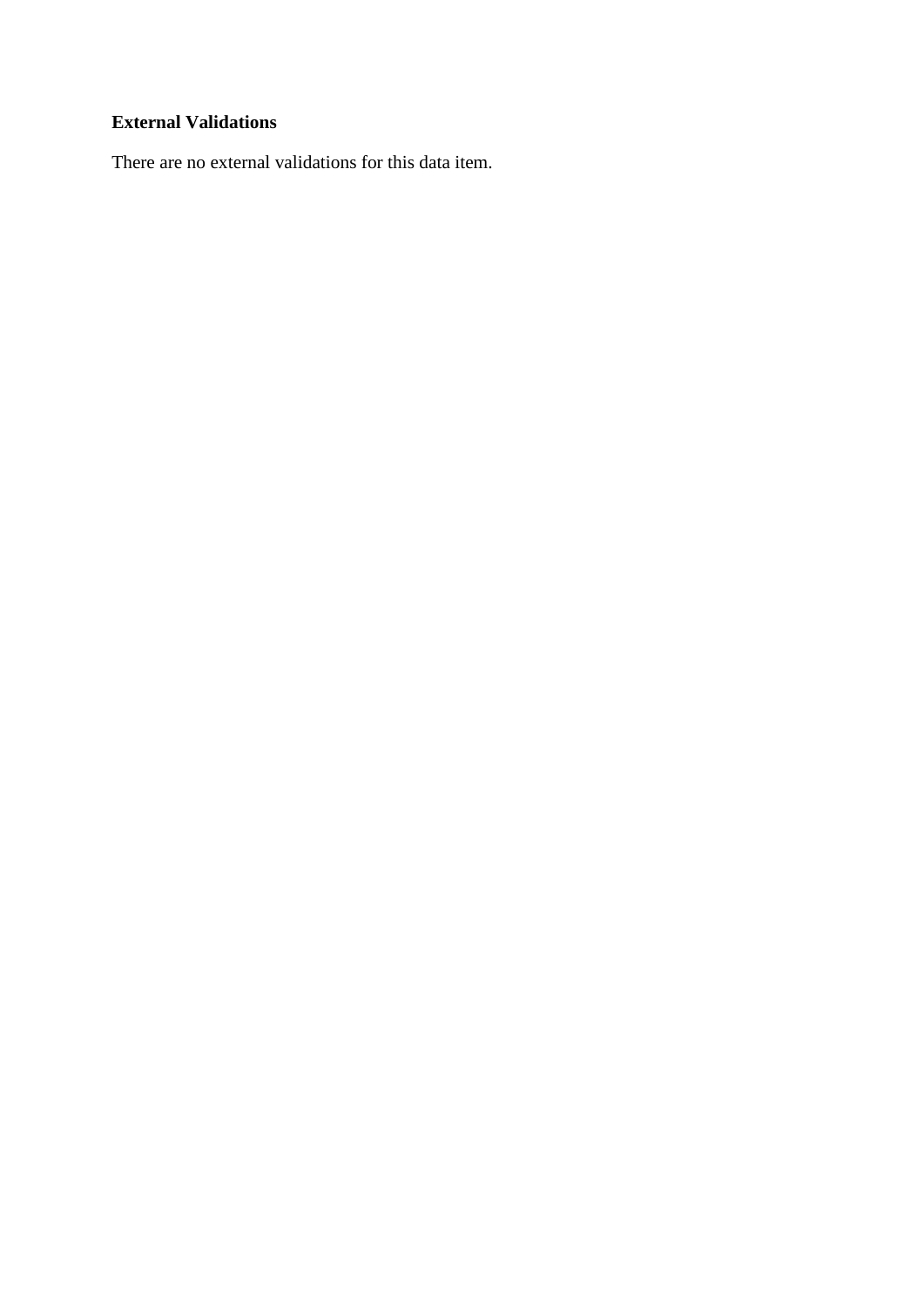**External Validations**

There are no external validations for this data item.